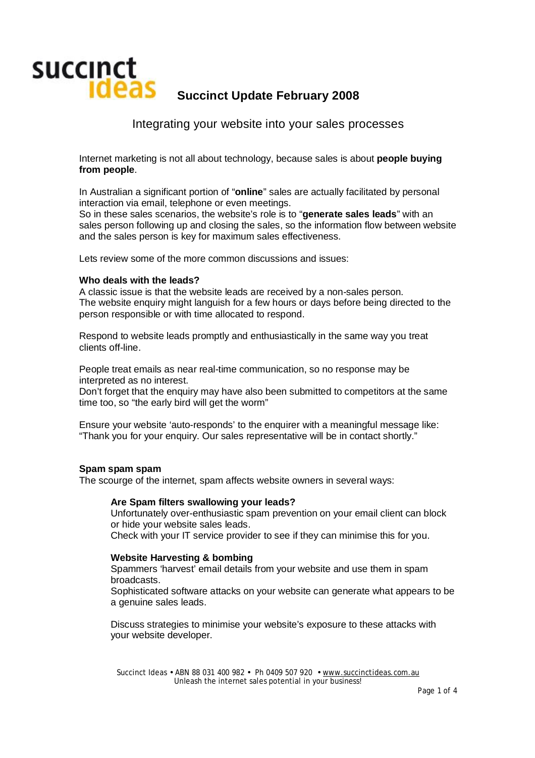succinct ideas

# Succinct Update February 2008

## Integrating your website into your sales processes

Internet marketing is not all about technology, because sales is about **people buying from people**.

In Australian a significant portion of "**online**" sales are actually facilitated by personal interaction via email, telephone or even meetings.
So in these sales scenarios, the website's role is to "**generate sales leads**" with an sales person following up and closing the sales, so the information flow between website and the sales person is key for maximum sales effectiveness.

Lets review some of the more common discussions and issues:

### Who deals with the leads?

A classic issue is that the website leads are received by a non-sales person.
The website enquiry might languish for a few hours or days before being directed to the person responsible or with time allocated to respond.

Respond to website leads promptly and enthusiastically in the same way you treat clients off-line.

People treat emails as near real-time communication, so no response may be interpreted as no interest.
Don't forget that the enquiry may have also been submitted to competitors at the same time too, so "the early bird will get the worm"

Ensure your website 'auto-responds' to the enquirer with a meaningful message like: "Thank you for your enquiry. Our sales representative will be in contact shortly."

### Spam spam spam

The scourge of the internet, spam affects website owners in several ways:

#### Are Spam filters swallowing your leads?

Unfortunately over-enthusiastic spam prevention on your email client can block or hide your website sales leads.
Check with your IT service provider to see if they can minimise this for you.

#### Website Harvesting & bombing

Spammers 'harvest' email details from your website and use them in spam broadcasts.
Sophisticated software attacks on your website can generate what appears to be a genuine sales leads.

Discuss strategies to minimise your website's exposure to these attacks with your website developer.

Succinct Ideas • ABN 88 031 400 982 • Ph 0409 507 920 • www.succinctideas.com.au
Unleash the internet sales potential in your business!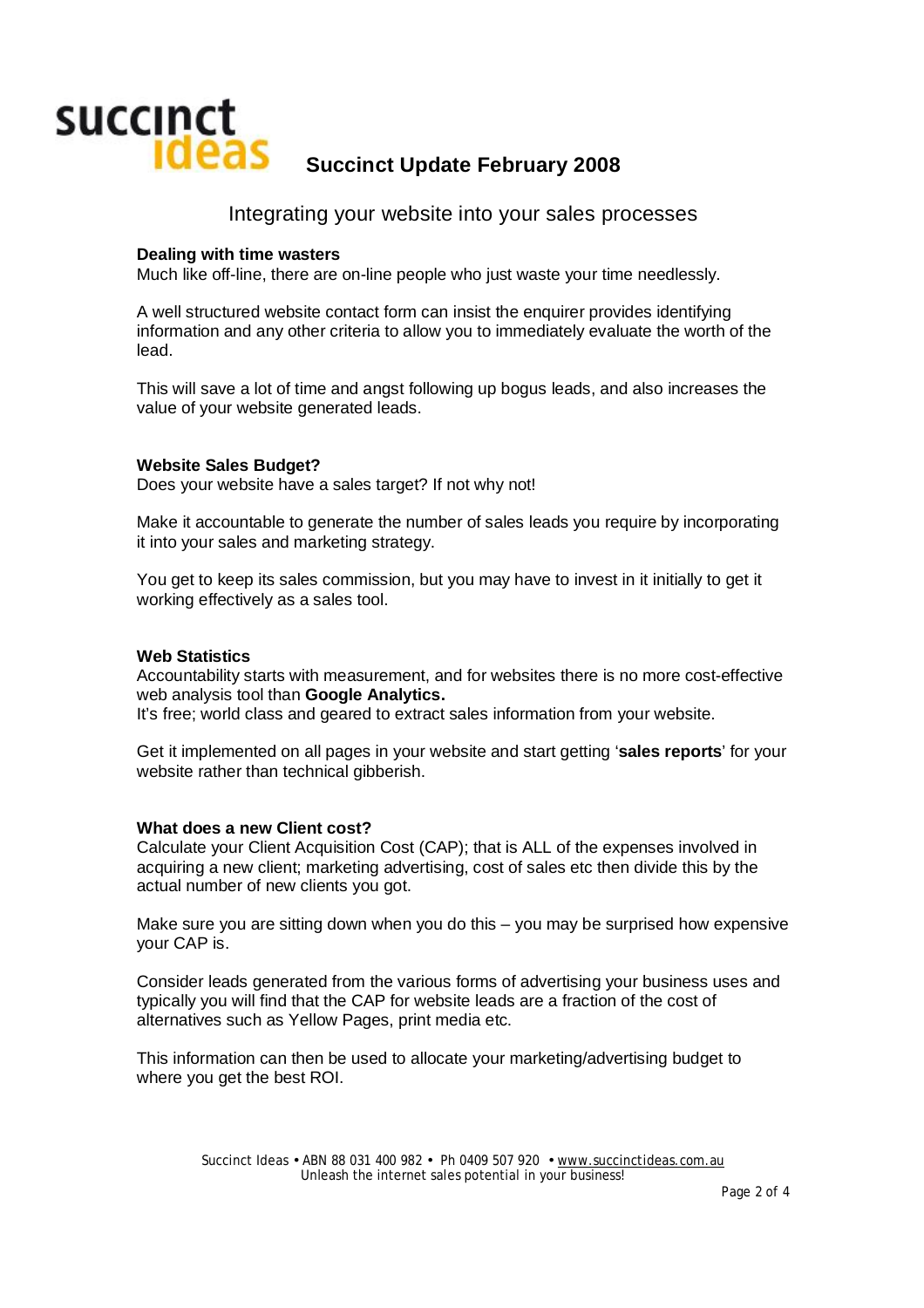## Succinct Update February 2008

### Integrating your website into your sales processes

**Dealing with time wasters**
Much like off-line, there are on-line people who just waste your time needlessly.

A well structured website contact form can insist the enquirer provides identifying information and any other criteria to allow you to immediately evaluate the worth of the lead.

This will save a lot of time and angst following up bogus leads, and also increases the value of your website generated leads.

**Website Sales Budget?**
Does your website have a sales target? If not why not!

Make it accountable to generate the number of sales leads you require by incorporating it into your sales and marketing strategy.

You get to keep its sales commission, but you may have to invest in it initially to get it working effectively as a sales tool.

**Web Statistics**
Accountability starts with measurement, and for websites there is no more cost-effective web analysis tool than **Google Analytics.**
It's free; world class and geared to extract sales information from your website.

Get it implemented on all pages in your website and start getting '**sales reports**' for your website rather than technical gibberish.

**What does a new Client cost?**
Calculate your Client Acquisition Cost (CAP); that is ALL of the expenses involved in acquiring a new client; marketing advertising, cost of sales etc then divide this by the actual number of new clients you got.

Make sure you are sitting down when you do this – you may be surprised how expensive your CAP is.

Consider leads generated from the various forms of advertising your business uses and typically you will find that the CAP for website leads are a fraction of the cost of alternatives such as Yellow Pages, print media etc.

This information can then be used to allocate your marketing/advertising budget to where you get the best ROI.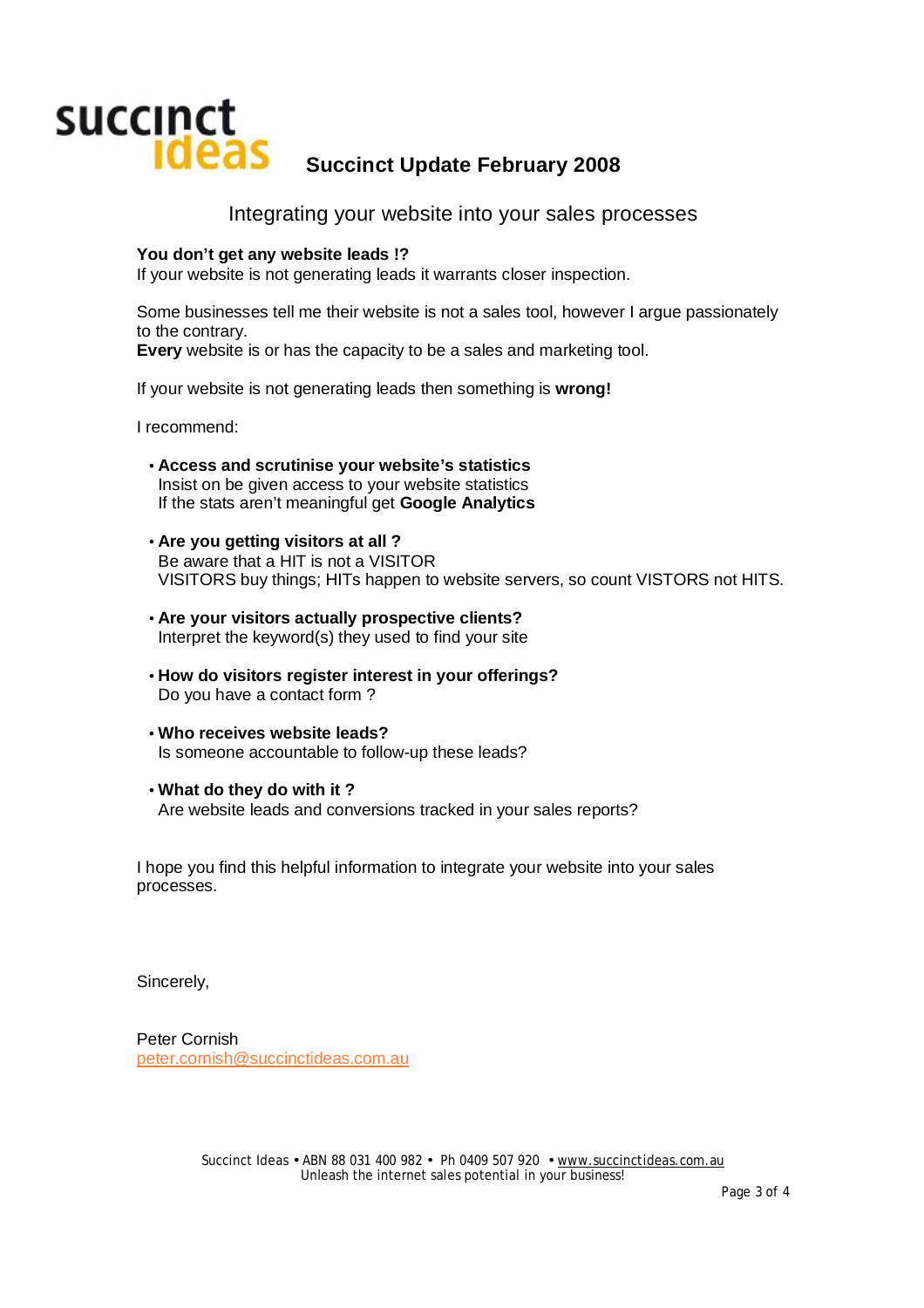**succinct ideas**

## Succinct Update February 2008

### Integrating your website into your sales processes

**You don't get any website leads !?**
If your website is not generating leads it warrants closer inspection.

Some businesses tell me their website is not a sales tool, however I argue passionately to the contrary.
**Every** website is or has the capacity to be a sales and marketing tool.

If your website is not generating leads then something is **wrong!**

I recommend:

- **Access and scrutinise your website's statistics**
  Insist on be given access to your website statistics
  If the stats aren't meaningful get **Google Analytics**

- **Are you getting visitors at all ?**
  Be aware that a HIT is not a VISITOR
  VISITORS buy things; HITs happen to website servers, so count VISTORS not HITS.

- **Are your visitors actually prospective clients?**
  Interpret the keyword(s) they used to find your site

- **How do visitors register interest in your offerings?**
  Do you have a contact form ?

- **Who receives website leads?**
  Is someone accountable to follow-up these leads?

- **What do they do with it ?**
  Are website leads and conversions tracked in your sales reports?

I hope you find this helpful information to integrate your website into your sales processes.

Sincerely,

Peter Cornish
peter.cornish@succinctideas.com.au

Succinct Ideas • ABN 88 031 400 982 • Ph 0409 507 920 • www.succinctideas.com.au
Unleash the internet sales potential in your business!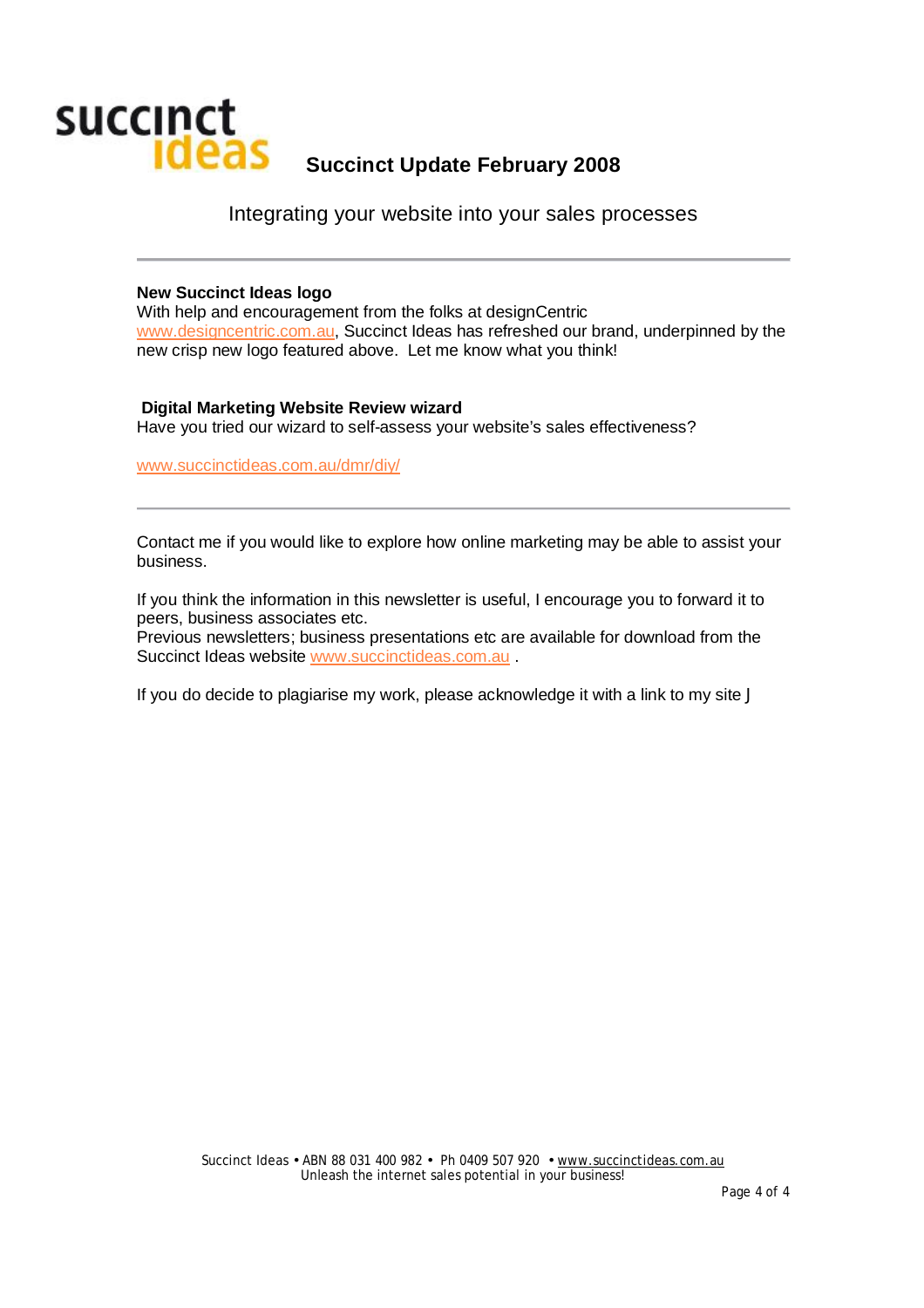succinct ideas

# Succinct Update February 2008

Integrating your website into your sales processes

---

**New Succinct Ideas logo**
With help and encouragement from the folks at designCentric www.designcentric.com.au, Succinct Ideas has refreshed our brand, underpinned by the new crisp new logo featured above. Let me know what you think!

**Digital Marketing Website Review wizard**
Have you tried our wizard to self-assess your website's sales effectiveness?

www.succinctideas.com.au/dmr/diy/

---

Contact me if you would like to explore how online marketing may be able to assist your business.

If you think the information in this newsletter is useful, I encourage you to forward it to peers, business associates etc.
Previous newsletters; business presentations etc are available for download from the Succinct Ideas website www.succinctideas.com.au .

If you do decide to plagiarise my work, please acknowledge it with a link to my site J

Succinct Ideas • ABN 88 031 400 982 • Ph 0409 507 920 • www.succinctideas.com.au
Unleash the internet sales potential in your business!